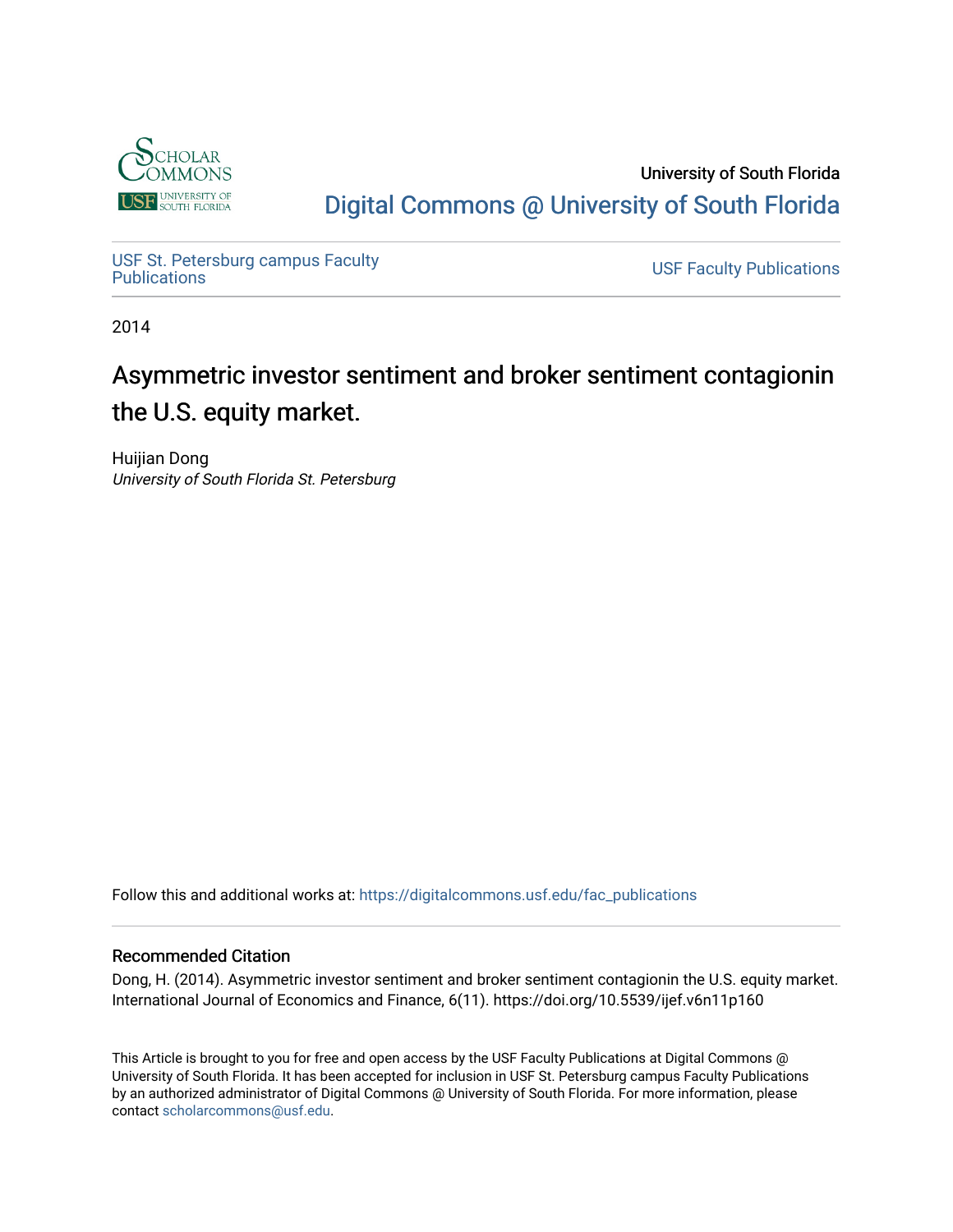University of South Florida

Digital Commons @ University of South Florida

USF St. Petersburg campus Faculty Publications

USF Faculty Publications

2014

# Asymmetric investor sentiment and broker sentiment contagionin the U.S. equity market.

Huijian Dong

*University of South Florida St. Petersburg*

Follow this and additional works at: https://digitalcommons.usf.edu/fac_publications

## Recommended Citation

Dong, H. (2014). Asymmetric investor sentiment and broker sentiment contagionin the U.S. equity market. International Journal of Economics and Finance, 6(11). https://doi.org/10.5539/ijef.v6n11p160

This Article is brought to you for free and open access by the USF Faculty Publications at Digital Commons @ University of South Florida. It has been accepted for inclusion in USF St. Petersburg campus Faculty Publications by an authorized administrator of Digital Commons @ University of South Florida. For more information, please contact scholarcommons@usf.edu.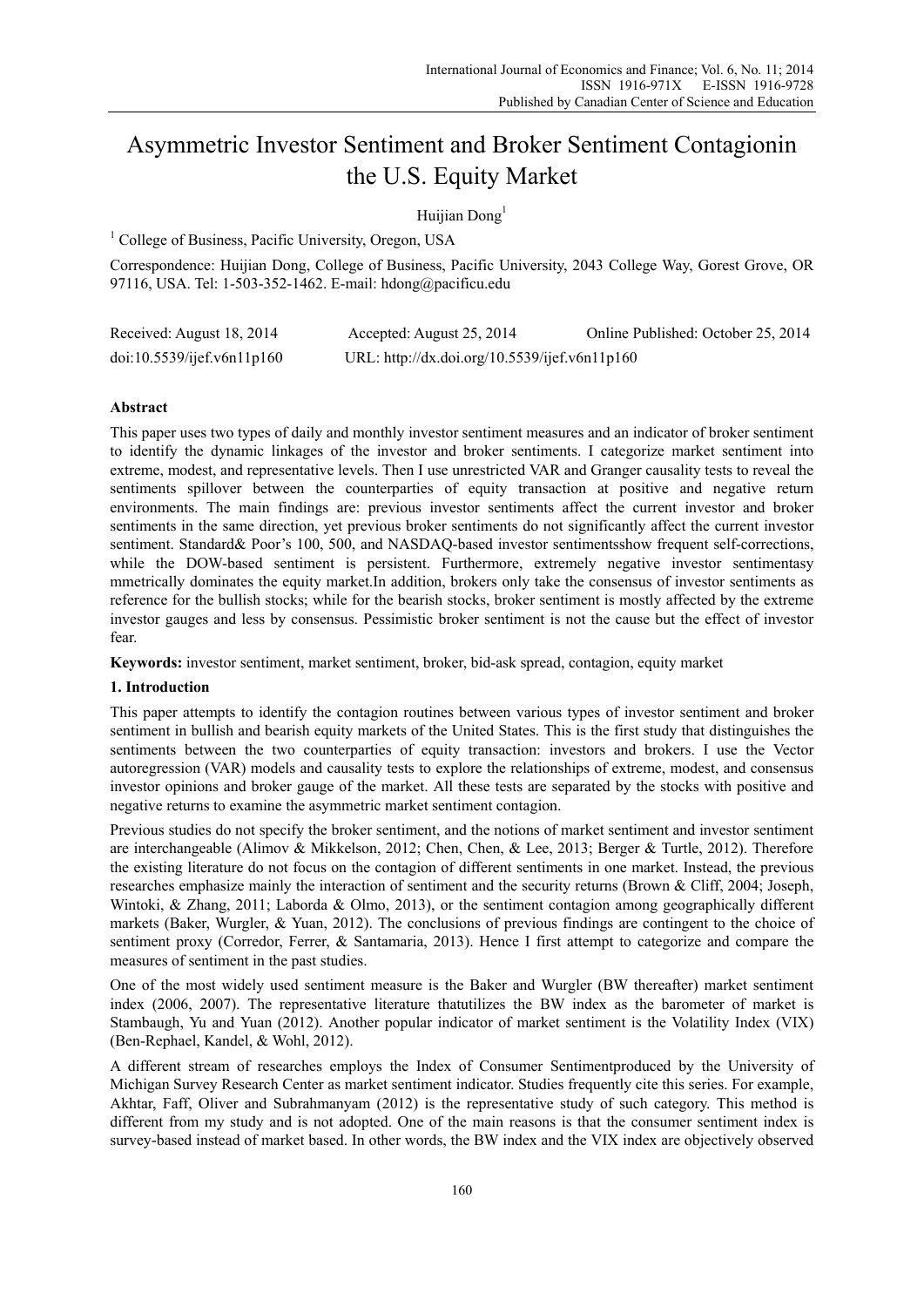# Asymmetric Investor Sentiment and Broker Sentiment Contagionin the U.S. Equity Market

Huijian Dong[1]

[1] College of Business, Pacific University, Oregon, USA

Correspondence: Huijian Dong, College of Business, Pacific University, 2043 College Way, Gorest Grove, OR 97116, USA. Tel: 1-503-352-1462. E-mail: hdong@pacificu.edu

| Received: August 18, 2014 | Accepted: August 25, 2014 | Online Published: October 25, 2014 |
|---|---|---|
| doi:10.5539/ijef.v6n11p160 | URL: http://dx.doi.org/10.5539/ijef.v6n11p160 | |

**Abstract**

This paper uses two types of daily and monthly investor sentiment measures and an indicator of broker sentiment to identify the dynamic linkages of the investor and broker sentiments. I categorize market sentiment into extreme, modest, and representative levels. Then I use unrestricted VAR and Granger causality tests to reveal the sentiments spillover between the counterparties of equity transaction at positive and negative return environments. The main findings are: previous investor sentiments affect the current investor and broker sentiments in the same direction, yet previous broker sentiments do not significantly affect the current investor sentiment. Standard& Poor's 100, 500, and NASDAQ-based investor sentimentsshow frequent self-corrections, while the DOW-based sentiment is persistent. Furthermore, extremely negative investor sentimentasy mmetrically dominates the equity market.In addition, brokers only take the consensus of investor sentiments as reference for the bullish stocks; while for the bearish stocks, broker sentiment is mostly affected by the extreme investor gauges and less by consensus. Pessimistic broker sentiment is not the cause but the effect of investor fear.

**Keywords:** investor sentiment, market sentiment, broker, bid-ask spread, contagion, equity market

## 1. Introduction

This paper attempts to identify the contagion routines between various types of investor sentiment and broker sentiment in bullish and bearish equity markets of the United States. This is the first study that distinguishes the sentiments between the two counterparties of equity transaction: investors and brokers. I use the Vector autoregression (VAR) models and causality tests to explore the relationships of extreme, modest, and consensus investor opinions and broker gauge of the market. All these tests are separated by the stocks with positive and negative returns to examine the asymmetric market sentiment contagion.

Previous studies do not specify the broker sentiment, and the notions of market sentiment and investor sentiment are interchangeable (Alimov & Mikkelson, 2012; Chen, Chen, & Lee, 2013; Berger & Turtle, 2012). Therefore the existing literature do not focus on the contagion of different sentiments in one market. Instead, the previous researches emphasize mainly the interaction of sentiment and the security returns (Brown & Cliff, 2004; Joseph, Wintoki, & Zhang, 2011; Laborda & Olmo, 2013), or the sentiment contagion among geographically different markets (Baker, Wurgler, & Yuan, 2012). The conclusions of previous findings are contingent to the choice of sentiment proxy (Corredor, Ferrer, & Santamaria, 2013). Hence I first attempt to categorize and compare the measures of sentiment in the past studies.

One of the most widely used sentiment measure is the Baker and Wurgler (BW thereafter) market sentiment index (2006, 2007). The representative literature thatutilizes the BW index as the barometer of market is Stambaugh, Yu and Yuan (2012). Another popular indicator of market sentiment is the Volatility Index (VIX) (Ben-Rephael, Kandel, & Wohl, 2012).

A different stream of researches employs the Index of Consumer Sentimentproduced by the University of Michigan Survey Research Center as market sentiment indicator. Studies frequently cite this series. For example, Akhtar, Faff, Oliver and Subrahmanyam (2012) is the representative study of such category. This method is different from my study and is not adopted. One of the main reasons is that the consumer sentiment index is survey-based instead of market based. In other words, the BW index and the VIX index are objectively observed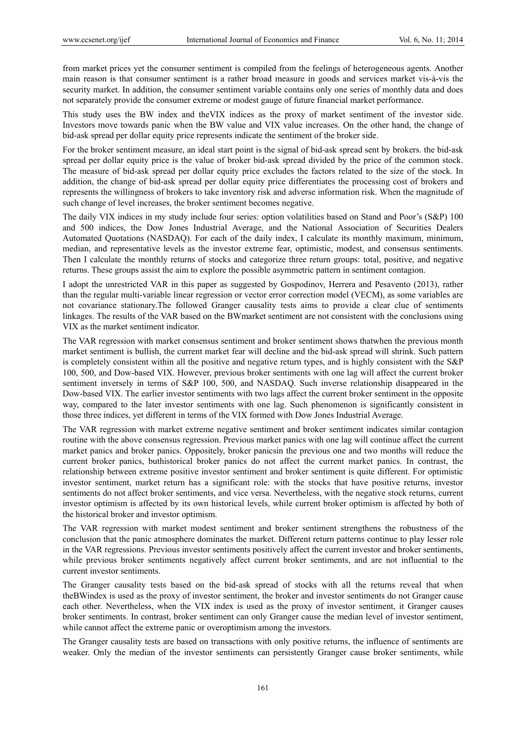from market prices yet the consumer sentiment is compiled from the feelings of heterogeneous agents. Another main reason is that consumer sentiment is a rather broad measure in goods and services market vis-à-vis the security market. In addition, the consumer sentiment variable contains only one series of monthly data and does not separately provide the consumer extreme or modest gauge of future financial market performance.

This study uses the BW index and theVIX indices as the proxy of market sentiment of the investor side. Investors move towards panic when the BW value and VIX value increases. On the other hand, the change of bid-ask spread per dollar equity price represents indicate the sentiment of the broker side.

For the broker sentiment measure, an ideal start point is the signal of bid-ask spread sent by brokers. the bid-ask spread per dollar equity price is the value of broker bid-ask spread divided by the price of the common stock. The measure of bid-ask spread per dollar equity price excludes the factors related to the size of the stock. In addition, the change of bid-ask spread per dollar equity price differentiates the processing cost of brokers and represents the willingness of brokers to take inventory risk and adverse information risk. When the magnitude of such change of level increases, the broker sentiment becomes negative.

The daily VIX indices in my study include four series: option volatilities based on Stand and Poor's (S&P) 100 and 500 indices, the Dow Jones Industrial Average, and the National Association of Securities Dealers Automated Quotations (NASDAQ). For each of the daily index, I calculate its monthly maximum, minimum, median, and representative levels as the investor extreme fear, optimistic, modest, and consensus sentiments. Then I calculate the monthly returns of stocks and categorize three return groups: total, positive, and negative returns. These groups assist the aim to explore the possible asymmetric pattern in sentiment contagion.

I adopt the unrestricted VAR in this paper as suggested by Gospodinov, Herrera and Pesavento (2013), rather than the regular multi-variable linear regression or vector error correction model (VECM), as some variables are not covariance stationary.The followed Granger causality tests aims to provide a clear clue of sentiments linkages. The results of the VAR based on the BWmarket sentiment are not consistent with the conclusions using VIX as the market sentiment indicator.

The VAR regression with market consensus sentiment and broker sentiment shows thatwhen the previous month market sentiment is bullish, the current market fear will decline and the bid-ask spread will shrink. Such pattern is completely consistent within all the positive and negative return types, and is highly consistent with the S&P 100, 500, and Dow-based VIX. However, previous broker sentiments with one lag will affect the current broker sentiment inversely in terms of S&P 100, 500, and NASDAQ. Such inverse relationship disappeared in the Dow-based VIX. The earlier investor sentiments with two lags affect the current broker sentiment in the opposite way, compared to the later investor sentiments with one lag. Such phenomenon is significantly consistent in those three indices, yet different in terms of the VIX formed with Dow Jones Industrial Average.

The VAR regression with market extreme negative sentiment and broker sentiment indicates similar contagion routine with the above consensus regression. Previous market panics with one lag will continue affect the current market panics and broker panics. Oppositely, broker panicsin the previous one and two months will reduce the current broker panics, buthistorical broker panics do not affect the current market panics. In contrast, the relationship between extreme positive investor sentiment and broker sentiment is quite different. For optimistic investor sentiment, market return has a significant role: with the stocks that have positive returns, investor sentiments do not affect broker sentiments, and vice versa. Nevertheless, with the negative stock returns, current investor optimism is affected by its own historical levels, while current broker optimism is affected by both of the historical broker and investor optimism.

The VAR regression with market modest sentiment and broker sentiment strengthens the robustness of the conclusion that the panic atmosphere dominates the market. Different return patterns continue to play lesser role in the VAR regressions. Previous investor sentiments positively affect the current investor and broker sentiments, while previous broker sentiments negatively affect current broker sentiments, and are not influential to the current investor sentiments.

The Granger causality tests based on the bid-ask spread of stocks with all the returns reveal that when theBWindex is used as the proxy of investor sentiment, the broker and investor sentiments do not Granger cause each other. Nevertheless, when the VIX index is used as the proxy of investor sentiment, it Granger causes broker sentiments. In contrast, broker sentiment can only Granger cause the median level of investor sentiment, while cannot affect the extreme panic or overoptimism among the investors.

The Granger causality tests are based on transactions with only positive returns, the influence of sentiments are weaker. Only the median of the investor sentiments can persistently Granger cause broker sentiments, while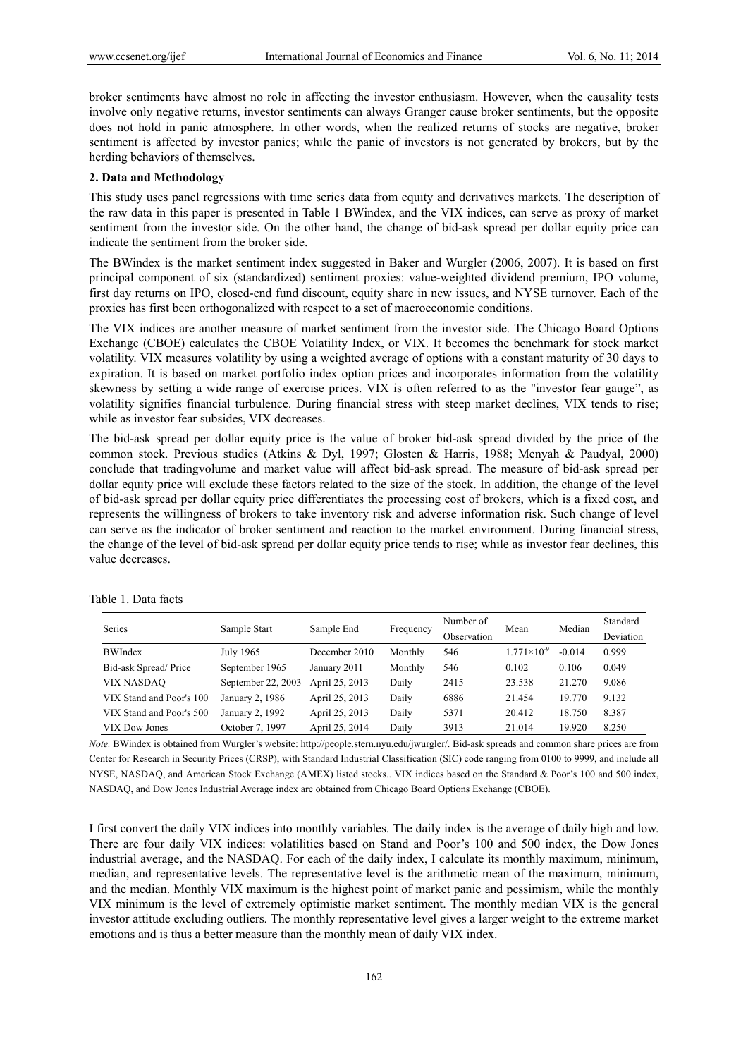broker sentiments have almost no role in affecting the investor enthusiasm. However, when the causality tests involve only negative returns, investor sentiments can always Granger cause broker sentiments, but the opposite does not hold in panic atmosphere. In other words, when the realized returns of stocks are negative, broker sentiment is affected by investor panics; while the panic of investors is not generated by brokers, but by the herding behaviors of themselves.

## 2. Data and Methodology

This study uses panel regressions with time series data from equity and derivatives markets. The description of the raw data in this paper is presented in Table 1 BWindex, and the VIX indices, can serve as proxy of market sentiment from the investor side. On the other hand, the change of bid-ask spread per dollar equity price can indicate the sentiment from the broker side.

The BWindex is the market sentiment index suggested in Baker and Wurgler (2006, 2007). It is based on first principal component of six (standardized) sentiment proxies: value-weighted dividend premium, IPO volume, first day returns on IPO, closed-end fund discount, equity share in new issues, and NYSE turnover. Each of the proxies has first been orthogonalized with respect to a set of macroeconomic conditions.

The VIX indices are another measure of market sentiment from the investor side. The Chicago Board Options Exchange (CBOE) calculates the CBOE Volatility Index, or VIX. It becomes the benchmark for stock market volatility. VIX measures volatility by using a weighted average of options with a constant maturity of 30 days to expiration. It is based on market portfolio index option prices and incorporates information from the volatility skewness by setting a wide range of exercise prices. VIX is often referred to as the "investor fear gauge", as volatility signifies financial turbulence. During financial stress with steep market declines, VIX tends to rise; while as investor fear subsides, VIX decreases.

The bid-ask spread per dollar equity price is the value of broker bid-ask spread divided by the price of the common stock. Previous studies (Atkins & Dyl, 1997; Glosten & Harris, 1988; Menyah & Paudyal, 2000) conclude that tradingvolume and market value will affect bid-ask spread. The measure of bid-ask spread per dollar equity price will exclude these factors related to the size of the stock. In addition, the change of the level of bid-ask spread per dollar equity price differentiates the processing cost of brokers, which is a fixed cost, and represents the willingness of brokers to take inventory risk and adverse information risk. Such change of level can serve as the indicator of broker sentiment and reaction to the market environment. During financial stress, the change of the level of bid-ask spread per dollar equity price tends to rise; while as investor fear declines, this value decreases.

Table 1. Data facts

| Series | Sample Start | Sample End | Frequency | Number of Observation | Mean | Median | Standard Deviation |
|---|---|---|---|---|---|---|---|
| BWIndex | July 1965 | December 2010 | Monthly | 546 | $1.771\times10^{-9}$ | -0.014 | 0.999 |
| Bid-ask Spread/ Price | September 1965 | January 2011 | Monthly | 546 | 0.102 | 0.106 | 0.049 |
| VIX NASDAQ | September 22, 2003 | April 25, 2013 | Daily | 2415 | 23.538 | 21.270 | 9.086 |
| VIX Stand and Poor's 100 | January 2, 1986 | April 25, 2013 | Daily | 6886 | 21.454 | 19.770 | 9.132 |
| VIX Stand and Poor's 500 | January 2, 1992 | April 25, 2013 | Daily | 5371 | 20.412 | 18.750 | 8.387 |
| VIX Dow Jones | October 7, 1997 | April 25, 2014 | Daily | 3913 | 21.014 | 19.920 | 8.250 |

*Note.* BWindex is obtained from Wurgler's website: http://people.stern.nyu.edu/jwurgler/. Bid-ask spreads and common share prices are from Center for Research in Security Prices (CRSP), with Standard Industrial Classification (SIC) code ranging from 0100 to 9999, and include all NYSE, NASDAQ, and American Stock Exchange (AMEX) listed stocks.. VIX indices based on the Standard & Poor's 100 and 500 index, NASDAQ, and Dow Jones Industrial Average index are obtained from Chicago Board Options Exchange (CBOE).

I first convert the daily VIX indices into monthly variables. The daily index is the average of daily high and low. There are four daily VIX indices: volatilities based on Stand and Poor's 100 and 500 index, the Dow Jones industrial average, and the NASDAQ. For each of the daily index, I calculate its monthly maximum, minimum, median, and representative levels. The representative level is the arithmetic mean of the maximum, minimum, and the median. Monthly VIX maximum is the highest point of market panic and pessimism, while the monthly VIX minimum is the level of extremely optimistic market sentiment. The monthly median VIX is the general investor attitude excluding outliers. The monthly representative level gives a larger weight to the extreme market emotions and is thus a better measure than the monthly mean of daily VIX index.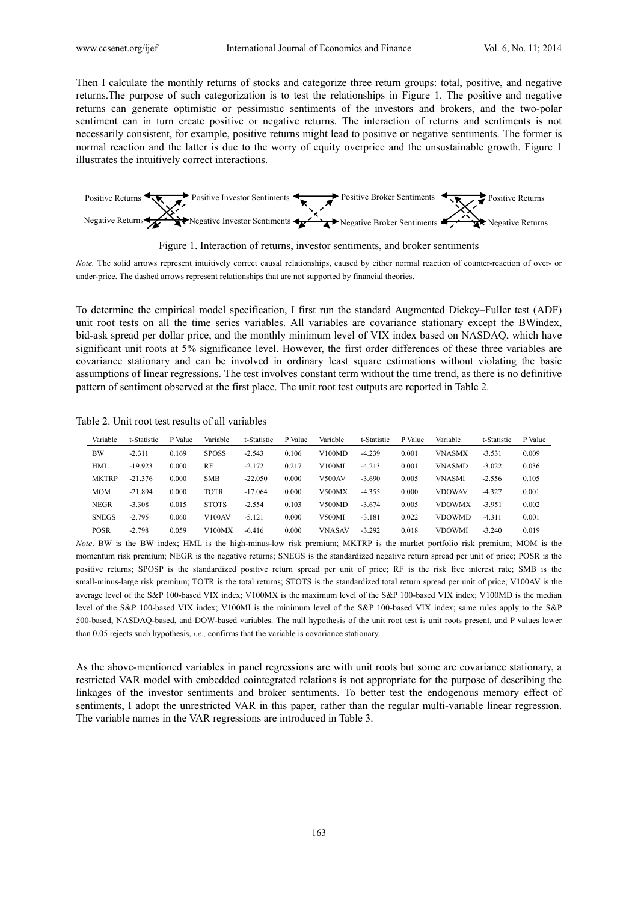Then I calculate the monthly returns of stocks and categorize three return groups: total, positive, and negative returns.The purpose of such categorization is to test the relationships in Figure 1. The positive and negative returns can generate optimistic or pessimistic sentiments of the investors and brokers, and the two-polar sentiment can in turn create positive or negative returns. The interaction of returns and sentiments is not necessarily consistent, for example, positive returns might lead to positive or negative sentiments. The former is normal reaction and the latter is due to the worry of equity overprice and the unsustainable growth. Figure 1 illustrates the intuitively correct interactions.

Positive Returns — Positive Investor Sentiments — Positive Broker Sentiments — Positive Returns

Negative Returns — Negative Investor Sentiments — Negative Broker Sentiments — Negative Returns

Figure 1. Interaction of returns, investor sentiments, and broker sentiments

*Note.* The solid arrows represent intuitively correct causal relationships, caused by either normal reaction of counter-reaction of over- or under-price. The dashed arrows represent relationships that are not supported by financial theories.

To determine the empirical model specification, I first run the standard Augmented Dickey–Fuller test (ADF) unit root tests on all the time series variables. All variables are covariance stationary except the BWindex, bid-ask spread per dollar price, and the monthly minimum level of VIX index based on NASDAQ, which have significant unit roots at 5% significance level. However, the first order differences of these three variables are covariance stationary and can be involved in ordinary least square estimations without violating the basic assumptions of linear regressions. The test involves constant term without the time trend, as there is no definitive pattern of sentiment observed at the first place. The unit root test outputs are reported in Table 2.

Table 2. Unit root test results of all variables

| Variable | t-Statistic | P Value | Variable | t-Statistic | P Value | Variable | t-Statistic | P Value | Variable | t-Statistic | P Value |
|---|---|---|---|---|---|---|---|---|---|---|---|
| BW | -2.311 | 0.169 | SPOSS | -2.543 | 0.106 | V100MD | -4.239 | 0.001 | VNASMX | -3.531 | 0.009 |
| HML | -19.923 | 0.000 | RF | -2.172 | 0.217 | V100MI | -4.213 | 0.001 | VNASMD | -3.022 | 0.036 |
| MKTRP | -21.376 | 0.000 | SMB | -22.050 | 0.000 | V500AV | -3.690 | 0.005 | VNASMI | -2.556 | 0.105 |
| MOM | -21.894 | 0.000 | TOTR | -17.064 | 0.000 | V500MX | -4.355 | 0.000 | VDOWAV | -4.327 | 0.001 |
| NEGR | -3.308 | 0.015 | STOTS | -2.554 | 0.103 | V500MD | -3.674 | 0.005 | VDOWMX | -3.951 | 0.002 |
| SNEGS | -2.795 | 0.060 | V100AV | -5.121 | 0.000 | V500MI | -3.181 | 0.022 | VDOWMD | -4.311 | 0.001 |
| POSR | -2.798 | 0.059 | V100MX | -6.416 | 0.000 | VNASAV | -3.292 | 0.018 | VDOWMI | -3.240 | 0.019 |

*Note*. BW is the BW index; HML is the high-minus-low risk premium; MKTRP is the market portfolio risk premium; MOM is the momentum risk premium; NEGR is the negative returns; SNEGS is the standardized negative return spread per unit of price; POSR is the positive returns; SPOSP is the standardized positive return spread per unit of price; RF is the risk free interest rate; SMB is the small-minus-large risk premium; TOTR is the total returns; STOTS is the standardized total return spread per unit of price; V100AV is the average level of the S&P 100-based VIX index; V100MX is the maximum level of the S&P 100-based VIX index; V100MD is the median level of the S&P 100-based VIX index; V100MI is the minimum level of the S&P 100-based VIX index; same rules apply to the S&P 500-based, NASDAQ-based, and DOW-based variables. The null hypothesis of the unit root test is unit roots present, and P values lower than 0.05 rejects such hypothesis, *i.e.,* confirms that the variable is covariance stationary.

As the above-mentioned variables in panel regressions are with unit roots but some are covariance stationary, a restricted VAR model with embedded cointegrated relations is not appropriate for the purpose of describing the linkages of the investor sentiments and broker sentiments. To better test the endogenous memory effect of sentiments, I adopt the unrestricted VAR in this paper, rather than the regular multi-variable linear regression. The variable names in the VAR regressions are introduced in Table 3.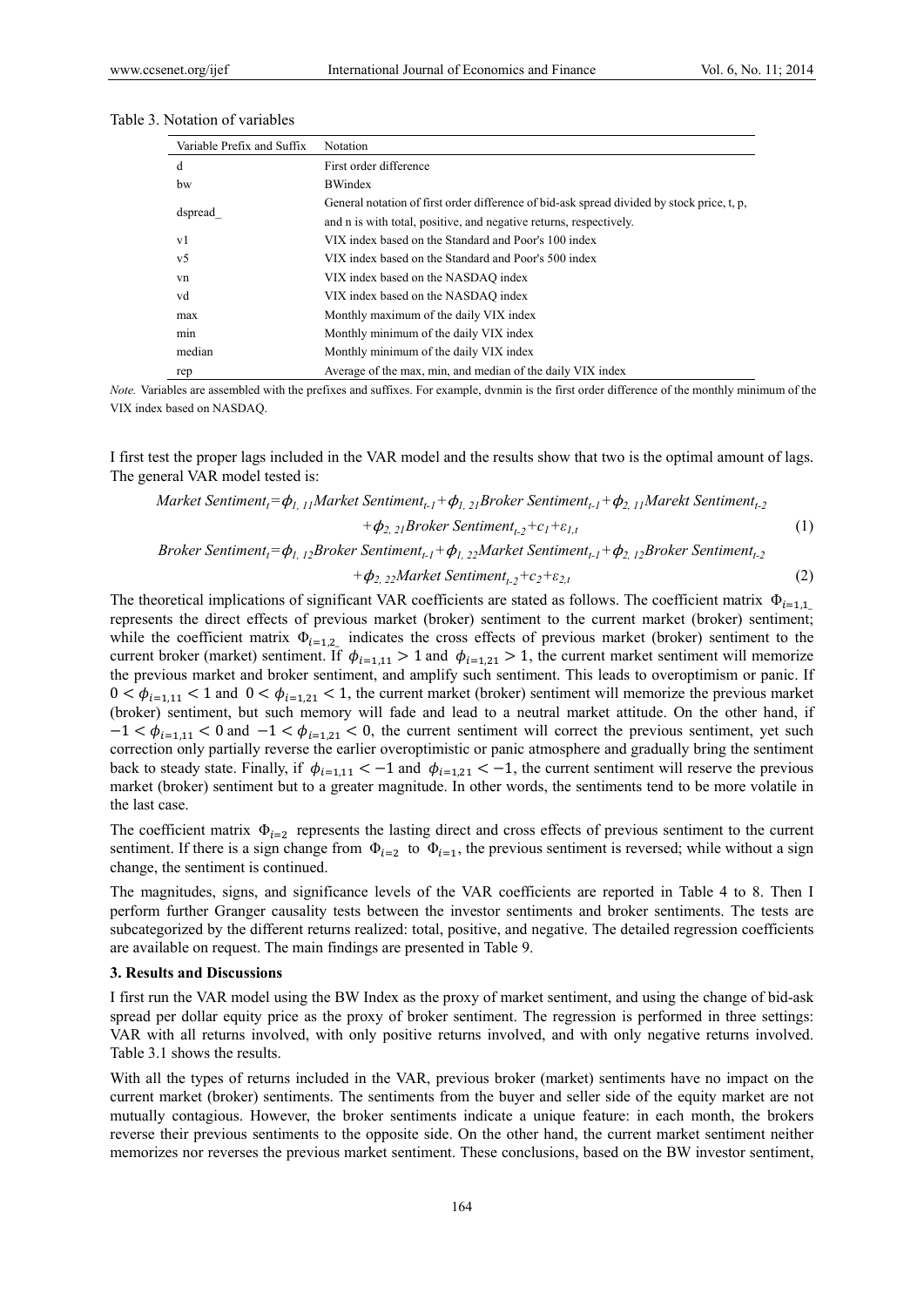Table 3. Notation of variables

| Variable Prefix and Suffix | Notation |
|---|---|
| d | First order difference |
| bw | BWindex |
| dspread_ | General notation of first order difference of bid-ask spread divided by stock price, t, p, and n is with total, positive, and negative returns, respectively. |
| v1 | VIX index based on the Standard and Poor's 100 index |
| v5 | VIX index based on the Standard and Poor's 500 index |
| vn | VIX index based on the NASDAQ index |
| vd | VIX index based on the NASDAQ index |
| max | Monthly maximum of the daily VIX index |
| min | Monthly minimum of the daily VIX index |
| median | Monthly minimum of the daily VIX index |
| rep | Average of the max, min, and median of the daily VIX index |

*Note.* Variables are assembled with the prefixes and suffixes. For example, dvnmin is the first order difference of the monthly minimum of the VIX index based on NASDAQ.

I first test the proper lags included in the VAR model and the results show that two is the optimal amount of lags. The general VAR model tested is:

$$\textit{Market Sentiment}_t=\phi_{1,\,11}\textit{Market Sentiment}_{t-1}+\phi_{1,\,21}\textit{Broker Sentiment}_{t-1}+\phi_{2,\,11}\textit{Marekt Sentiment}_{t-2}+\phi_{2,\,21}\textit{Broker Sentiment}_{t-2}+c_1+\varepsilon_{1,t} \tag{1}$$

$$\textit{Broker Sentiment}_t=\phi_{1,\,12}\textit{Broker Sentiment}_{t-1}+\phi_{1,\,22}\textit{Market Sentiment}_{t-1}+\phi_{2,\,12}\textit{Broker Sentiment}_{t-2}+\phi_{2,\,22}\textit{Market Sentiment}_{t-2}+c_2+\varepsilon_{2,t} \tag{2}$$

The theoretical implications of significant VAR coefficients are stated as follows. The coefficient matrix $\Phi_{i=1,1\_}$ represents the direct effects of previous market (broker) sentiment to the current market (broker) sentiment; while the coefficient matrix $\Phi_{i=1,2\_}$ indicates the cross effects of previous market (broker) sentiment to the current broker (market) sentiment. If $\phi_{i=1,11} > 1$ and $\phi_{i=1,21} > 1$, the current market sentiment will memorize the previous market and broker sentiment, and amplify such sentiment. This leads to overoptimism or panic. If $0 < \phi_{i=1,11} < 1$ and $0 < \phi_{i=1,21} < 1$, the current market (broker) sentiment will memorize the previous market (broker) sentiment, but such memory will fade and lead to a neutral market attitude. On the other hand, if $-1 < \phi_{i=1,11} < 0$ and $-1 < \phi_{i=1,21} < 0$, the current sentiment will correct the previous sentiment, yet such correction only partially reverse the earlier overoptimistic or panic atmosphere and gradually bring the sentiment back to steady state. Finally, if $\phi_{i=1,11} < -1$ and $\phi_{i=1,21} < -1$, the current sentiment will reserve the previous market (broker) sentiment but to a greater magnitude. In other words, the sentiments tend to be more volatile in the last case.

The coefficient matrix $\Phi_{i=2}$ represents the lasting direct and cross effects of previous sentiment to the current sentiment. If there is a sign change from $\Phi_{i=2}$ to $\Phi_{i=1}$, the previous sentiment is reversed; while without a sign change, the sentiment is continued.

The magnitudes, signs, and significance levels of the VAR coefficients are reported in Table 4 to 8. Then I perform further Granger causality tests between the investor sentiments and broker sentiments. The tests are subcategorized by the different returns realized: total, positive, and negative. The detailed regression coefficients are available on request. The main findings are presented in Table 9.

### 3. Results and Discussions

I first run the VAR model using the BW Index as the proxy of market sentiment, and using the change of bid-ask spread per dollar equity price as the proxy of broker sentiment. The regression is performed in three settings: VAR with all returns involved, with only positive returns involved, and with only negative returns involved. Table 3.1 shows the results.

With all the types of returns included in the VAR, previous broker (market) sentiments have no impact on the current market (broker) sentiments. The sentiments from the buyer and seller side of the equity market are not mutually contagious. However, the broker sentiments indicate a unique feature: in each month, the brokers reverse their previous sentiments to the opposite side. On the other hand, the current market sentiment neither memorizes nor reverses the previous market sentiment. These conclusions, based on the BW investor sentiment,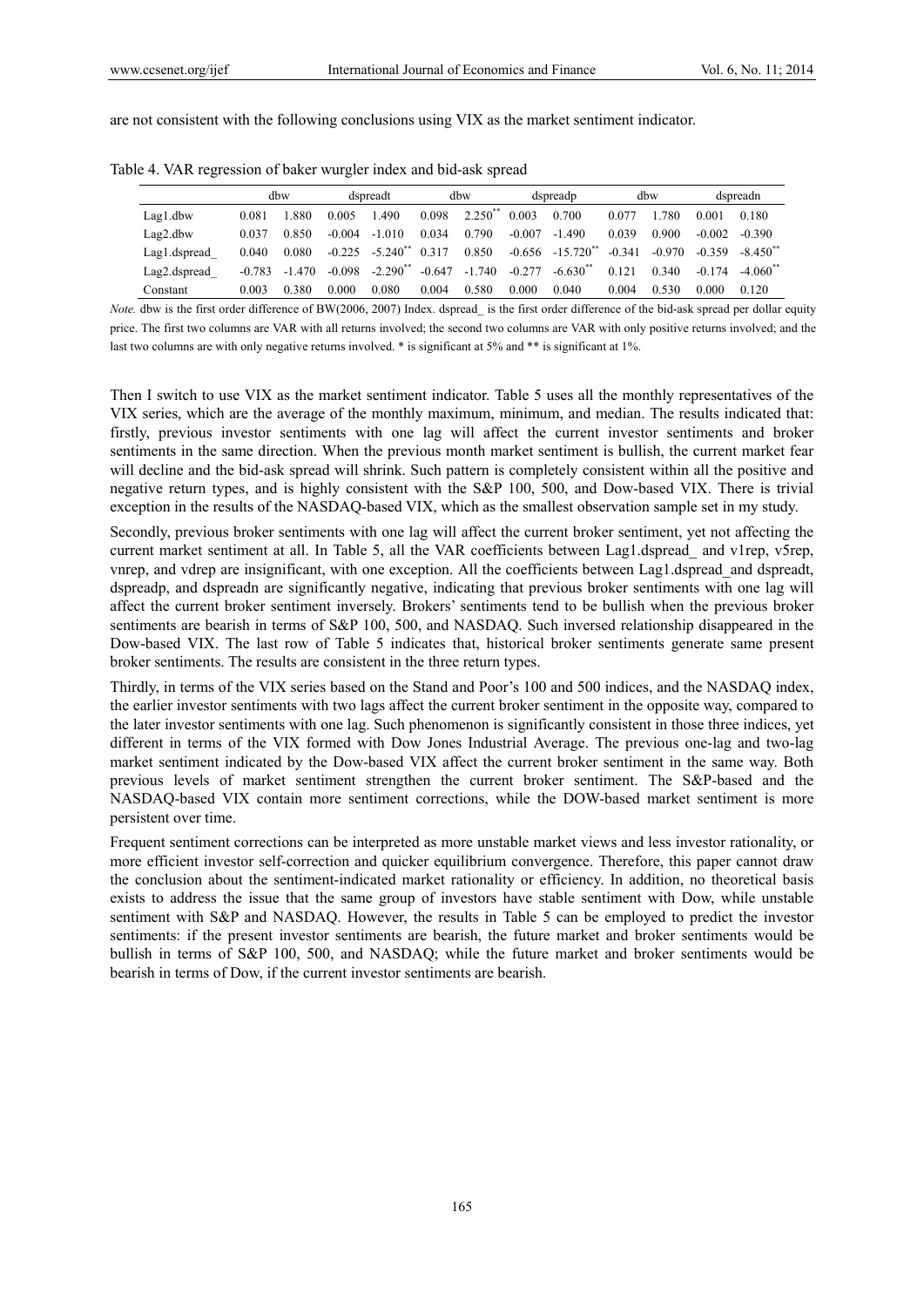are not consistent with the following conclusions using VIX as the market sentiment indicator.

Table 4. VAR regression of baker wurgler index and bid-ask spread

| | dbw | | dspreadt | | dbw | | dspreadp | | dbw | | dspreadn | |
|---|---|---|---|---|---|---|---|---|---|---|---|---|
| Lag1.dbw | 0.081 | 1.880 | 0.005 | 1.490 | 0.098 | 2.250** | 0.003 | 0.700 | 0.077 | 1.780 | 0.001 | 0.180 |
| Lag2.dbw | 0.037 | 0.850 | -0.004 | -1.010 | 0.034 | 0.790 | -0.007 | -1.490 | 0.039 | 0.900 | -0.002 | -0.390 |
| Lag1.dspread_ | 0.040 | 0.080 | -0.225 | -5.240** | 0.317 | 0.850 | -0.656 | -15.720** | -0.341 | -0.970 | -0.359 | -8.450** |
| Lag2.dspread_ | -0.783 | -1.470 | -0.098 | -2.290** | -0.647 | -1.740 | -0.277 | -6.630** | 0.121 | 0.340 | -0.174 | -4.060** |
| Constant | 0.003 | 0.380 | 0.000 | 0.080 | 0.004 | 0.580 | 0.000 | 0.040 | 0.004 | 0.530 | 0.000 | 0.120 |

*Note.* dbw is the first order difference of BW(2006, 2007) Index. dspread_ is the first order difference of the bid-ask spread per dollar equity price. The first two columns are VAR with all returns involved; the second two columns are VAR with only positive returns involved; and the last two columns are with only negative returns involved. * is significant at 5% and ** is significant at 1%.

Then I switch to use VIX as the market sentiment indicator. Table 5 uses all the monthly representatives of the VIX series, which are the average of the monthly maximum, minimum, and median. The results indicated that: firstly, previous investor sentiments with one lag will affect the current investor sentiments and broker sentiments in the same direction. When the previous month market sentiment is bullish, the current market fear will decline and the bid-ask spread will shrink. Such pattern is completely consistent within all the positive and negative return types, and is highly consistent with the S&P 100, 500, and Dow-based VIX. There is trivial exception in the results of the NASDAQ-based VIX, which as the smallest observation sample set in my study.

Secondly, previous broker sentiments with one lag will affect the current broker sentiment, yet not affecting the current market sentiment at all. In Table 5, all the VAR coefficients between Lag1.dspread_ and v1rep, v5rep, vnrep, and vdrep are insignificant, with one exception. All the coefficients between Lag1.dspread_and dspreadt, dspreadp, and dspreadn are significantly negative, indicating that previous broker sentiments with one lag will affect the current broker sentiment inversely. Brokers' sentiments tend to be bullish when the previous broker sentiments are bearish in terms of S&P 100, 500, and NASDAQ. Such inversed relationship disappeared in the Dow-based VIX. The last row of Table 5 indicates that, historical broker sentiments generate same present broker sentiments. The results are consistent in the three return types.

Thirdly, in terms of the VIX series based on the Stand and Poor's 100 and 500 indices, and the NASDAQ index, the earlier investor sentiments with two lags affect the current broker sentiment in the opposite way, compared to the later investor sentiments with one lag. Such phenomenon is significantly consistent in those three indices, yet different in terms of the VIX formed with Dow Jones Industrial Average. The previous one-lag and two-lag market sentiment indicated by the Dow-based VIX affect the current broker sentiment in the same way. Both previous levels of market sentiment strengthen the current broker sentiment. The S&P-based and the NASDAQ-based VIX contain more sentiment corrections, while the DOW-based market sentiment is more persistent over time.

Frequent sentiment corrections can be interpreted as more unstable market views and less investor rationality, or more efficient investor self-correction and quicker equilibrium convergence. Therefore, this paper cannot draw the conclusion about the sentiment-indicated market rationality or efficiency. In addition, no theoretical basis exists to address the issue that the same group of investors have stable sentiment with Dow, while unstable sentiment with S&P and NASDAQ. However, the results in Table 5 can be employed to predict the investor sentiments: if the present investor sentiments are bearish, the future market and broker sentiments would be bullish in terms of S&P 100, 500, and NASDAQ; while the future market and broker sentiments would be bearish in terms of Dow, if the current investor sentiments are bearish.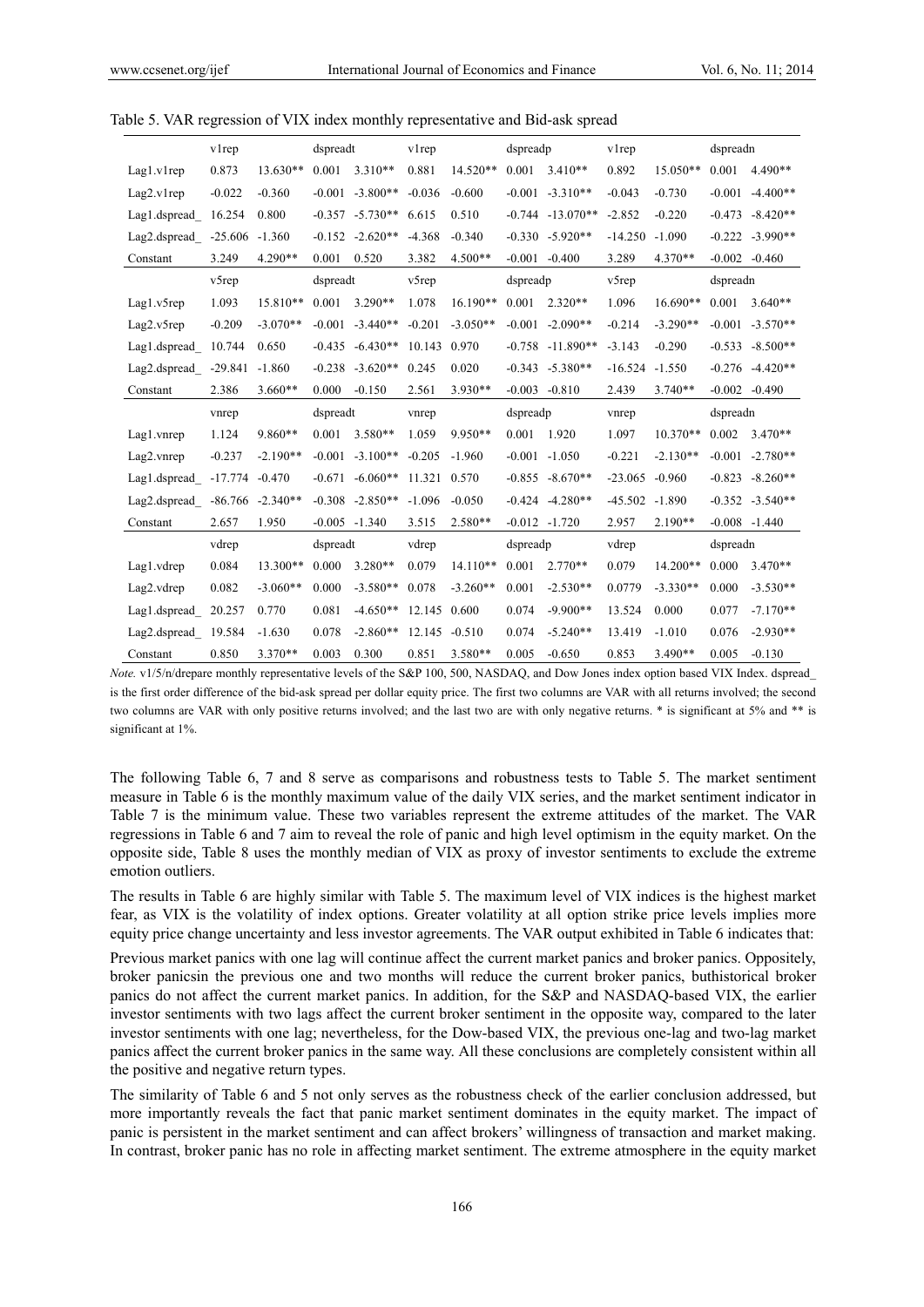Table 5. VAR regression of VIX index monthly representative and Bid-ask spread

| | v1rep | | dspreadt | | v1rep | | dspreadp | | v1rep | | dspreadn | |
|---|---|---|---|---|---|---|---|---|---|---|---|---|
| Lag1.v1rep | 0.873 | 13.630** | 0.001 | 3.310** | 0.881 | 14.520** | 0.001 | 3.410** | 0.892 | 15.050** | 0.001 | 4.490** |
| Lag2.v1rep | -0.022 | -0.360 | -0.001 | -3.800** | -0.036 | -0.600 | -0.001 | -3.310** | -0.043 | -0.730 | -0.001 | -4.400** |
| Lag1.dspread_ | 16.254 | 0.800 | -0.357 | -5.730** | 6.615 | 0.510 | -0.744 | -13.070** | -2.852 | -0.220 | -0.473 | -8.420** |
| Lag2.dspread_ | -25.606 | -1.360 | -0.152 | -2.620** | -4.368 | -0.340 | -0.330 | -5.920** | -14.250 | -1.090 | -0.222 | -3.990** |
| Constant | 3.249 | 4.290** | 0.001 | 0.520 | 3.382 | 4.500** | -0.001 | -0.400 | 3.289 | 4.370** | -0.002 | -0.460 |
| | v5rep | | dspreadt | | v5rep | | dspreadp | | v5rep | | dspreadn | |
| Lag1.v5rep | 1.093 | 15.810** | 0.001 | 3.290** | 1.078 | 16.190** | 0.001 | 2.320** | 1.096 | 16.690** | 0.001 | 3.640** |
| Lag2.v5rep | -0.209 | -3.070** | -0.001 | -3.440** | -0.201 | -3.050** | -0.001 | -2.090** | -0.214 | -3.290** | -0.001 | -3.570** |
| Lag1.dspread_ | 10.744 | 0.650 | -0.435 | -6.430** | 10.143 | 0.970 | -0.758 | -11.890** | -3.143 | -0.290 | -0.533 | -8.500** |
| Lag2.dspread_ | -29.841 | -1.860 | -0.238 | -3.620** | 0.245 | 0.020 | -0.343 | -5.380** | -16.524 | -1.550 | -0.276 | -4.420** |
| Constant | 2.386 | 3.660** | 0.000 | -0.150 | 2.561 | 3.930** | -0.003 | -0.810 | 2.439 | 3.740** | -0.002 | -0.490 |
| | vnrep | | dspreadt | | vnrep | | dspreadp | | vnrep | | dspreadn | |
| Lag1.vnrep | 1.124 | 9.860** | 0.001 | 3.580** | 1.059 | 9.950** | 0.001 | 1.920 | 1.097 | 10.370** | 0.002 | 3.470** |
| Lag2.vnrep | -0.237 | -2.190** | -0.001 | -3.100** | -0.205 | -1.960 | -0.001 | -1.050 | -0.221 | -2.130** | -0.001 | -2.780** |
| Lag1.dspread_ | -17.774 | -0.470 | -0.671 | -6.060** | 11.321 | 0.570 | -0.855 | -8.670** | -23.065 | -0.960 | -0.823 | -8.260** |
| Lag2.dspread_ | -86.766 | -2.340** | -0.308 | -2.850** | -1.096 | -0.050 | -0.424 | -4.280** | -45.502 | -1.890 | -0.352 | -3.540** |
| Constant | 2.657 | 1.950 | -0.005 | -1.340 | 3.515 | 2.580** | -0.012 | -1.720 | 2.957 | 2.190** | -0.008 | -1.440 |
| | vdrep | | dspreadt | | vdrep | | dspreadp | | vdrep | | dspreadn | |
| Lag1.vdrep | 0.084 | 13.300** | 0.000 | 3.280** | 0.079 | 14.110** | 0.001 | 2.770** | 0.079 | 14.200** | 0.000 | 3.470** |
| Lag2.vdrep | 0.082 | -3.060** | 0.000 | -3.580** | 0.078 | -3.260** | 0.001 | -2.530** | 0.0779 | -3.330** | 0.000 | -3.530** |
| Lag1.dspread_ | 20.257 | 0.770 | 0.081 | -4.650** | 12.145 | 0.600 | 0.074 | -9.900** | 13.524 | 0.000 | 0.077 | -7.170** |
| Lag2.dspread_ | 19.584 | -1.630 | 0.078 | -2.860** | 12.145 | -0.510 | 0.074 | -5.240** | 13.419 | -1.010 | 0.076 | -2.930** |
| Constant | 0.850 | 3.370** | 0.003 | 0.300 | 0.851 | 3.580** | 0.005 | -0.650 | 0.853 | 3.490** | 0.005 | -0.130 |

*Note.* v1/5/n/drepare monthly representative levels of the S&P 100, 500, NASDAQ, and Dow Jones index option based VIX Index. dspread_ is the first order difference of the bid-ask spread per dollar equity price. The first two columns are VAR with all returns involved; the second two columns are VAR with only positive returns involved; and the last two are with only negative returns. * is significant at 5% and ** is significant at 1%.

The following Table 6, 7 and 8 serve as comparisons and robustness tests to Table 5. The market sentiment measure in Table 6 is the monthly maximum value of the daily VIX series, and the market sentiment indicator in Table 7 is the minimum value. These two variables represent the extreme attitudes of the market. The VAR regressions in Table 6 and 7 aim to reveal the role of panic and high level optimism in the equity market. On the opposite side, Table 8 uses the monthly median of VIX as proxy of investor sentiments to exclude the extreme emotion outliers.

The results in Table 6 are highly similar with Table 5. The maximum level of VIX indices is the highest market fear, as VIX is the volatility of index options. Greater volatility at all option strike price levels implies more equity price change uncertainty and less investor agreements. The VAR output exhibited in Table 6 indicates that:

Previous market panics with one lag will continue affect the current market panics and broker panics. Oppositely, broker panicsin the previous one and two months will reduce the current broker panics, buthistorical broker panics do not affect the current market panics. In addition, for the S&P and NASDAQ-based VIX, the earlier investor sentiments with two lags affect the current broker sentiment in the opposite way, compared to the later investor sentiments with one lag; nevertheless, for the Dow-based VIX, the previous one-lag and two-lag market panics affect the current broker panics in the same way. All these conclusions are completely consistent within all the positive and negative return types.

The similarity of Table 6 and 5 not only serves as the robustness check of the earlier conclusion addressed, but more importantly reveals the fact that panic market sentiment dominates in the equity market. The impact of panic is persistent in the market sentiment and can affect brokers' willingness of transaction and market making. In contrast, broker panic has no role in affecting market sentiment. The extreme atmosphere in the equity market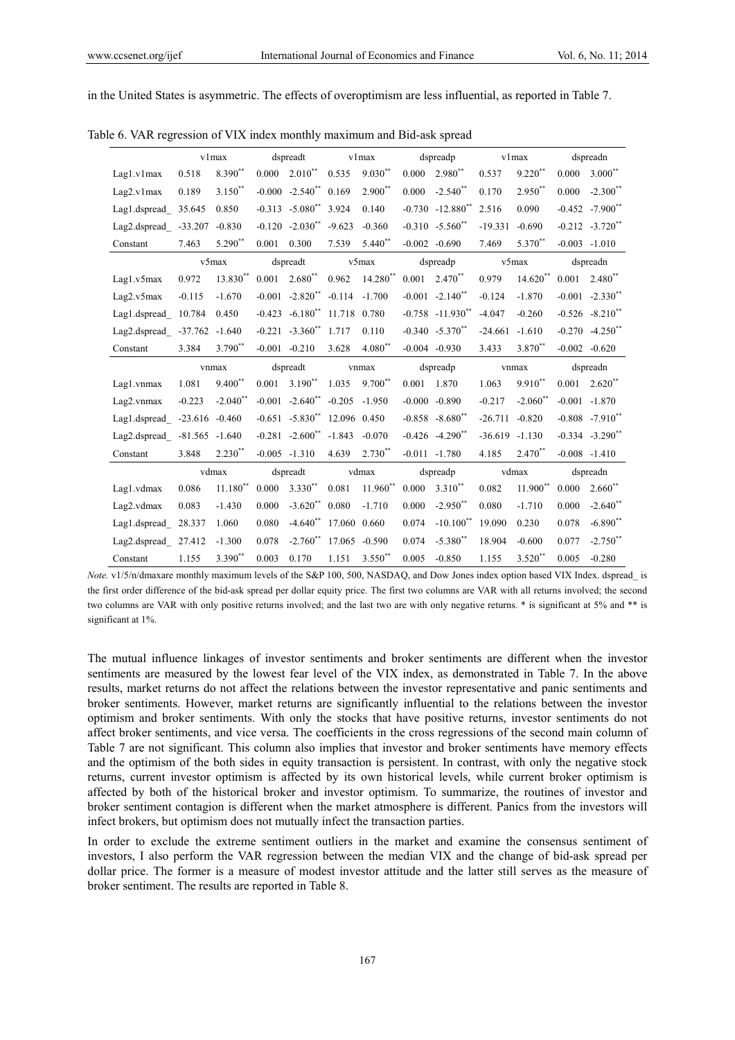in the United States is asymmetric. The effects of overoptimism are less influential, as reported in Table 7.

Table 6. VAR regression of VIX index monthly maximum and Bid-ask spread

| | v1max | | dspreadt | | v1max | | dspreadp | | v1max | | dspreadn | |
|---|---|---|---|---|---|---|---|---|---|---|---|---|
| Lag1.v1max | 0.518 | 8.390** | 0.000 | 2.010** | 0.535 | 9.030** | 0.000 | 2.980** | 0.537 | 9.220** | 0.000 | 3.000** |
| Lag2.v1max | 0.189 | 3.150** | -0.000 | -2.540** | 0.169 | 2.900** | 0.000 | -2.540** | 0.170 | 2.950** | 0.000 | -2.300** |
| Lag1.dspread_ | 35.645 | 0.850 | -0.313 | -5.080** | 3.924 | 0.140 | -0.730 | -12.880** | 2.516 | 0.090 | -0.452 | -7.900** |
| Lag2.dspread_ | -33.207 | -0.830 | -0.120 | -2.030** | -9.623 | -0.360 | -0.310 | -5.560** | -19.331 | -0.690 | -0.212 | -3.720** |
| Constant | 7.463 | 5.290** | 0.001 | 0.300 | 7.539 | 5.440** | -0.002 | -0.690 | 7.469 | 5.370** | -0.003 | -1.010 |
| | v5max | | dspreadt | | v5max | | dspreadp | | v5max | | dspreadn | |
| Lag1.v5max | 0.972 | 13.830** | 0.001 | 2.680** | 0.962 | 14.280** | 0.001 | 2.470** | 0.979 | 14.620** | 0.001 | 2.480** |
| Lag2.v5max | -0.115 | -1.670 | -0.001 | -2.820** | -0.114 | -1.700 | -0.001 | -2.140** | -0.124 | -1.870 | -0.001 | -2.330** |
| Lag1.dspread_ | 10.784 | 0.450 | -0.423 | -6.180** | 11.718 | 0.780 | -0.758 | -11.930** | -4.047 | -0.260 | -0.526 | -8.210** |
| Lag2.dspread_ | -37.762 | -1.640 | -0.221 | -3.360** | 1.717 | 0.110 | -0.340 | -5.370** | -24.661 | -1.610 | -0.270 | -4.250** |
| Constant | 3.384 | 3.790** | -0.001 | -0.210 | 3.628 | 4.080** | -0.004 | -0.930 | 3.433 | 3.870** | -0.002 | -0.620 |
| | vnmax | | dspreadt | | vnmax | | dspreadp | | vnmax | | dspreadn | |
| Lag1.vnmax | 1.081 | 9.400** | 0.001 | 3.190** | 1.035 | 9.700** | 0.001 | 1.870 | 1.063 | 9.910** | 0.001 | 2.620** |
| Lag2.vnmax | -0.223 | -2.040** | -0.001 | -2.640** | -0.205 | -1.950 | -0.000 | -0.890 | -0.217 | -2.060** | -0.001 | -1.870 |
| Lag1.dspread_ | -23.616 | -0.460 | -0.651 | -5.830** | 12.096 | 0.450 | -0.858 | -8.680** | -26.711 | -0.820 | -0.808 | -7.910** |
| Lag2.dspread_ | -81.565 | -1.640 | -0.281 | -2.600** | -1.843 | -0.070 | -0.426 | -4.290** | -36.619 | -1.130 | -0.334 | -3.290** |
| Constant | 3.848 | 2.230** | -0.005 | -1.310 | 4.639 | 2.730** | -0.011 | -1.780 | 4.185 | 2.470** | -0.008 | -1.410 |
| | vdmax | | dspreadt | | vdmax | | dspreadp | | vdmax | | dspreadn | |
| Lag1.vdmax | 0.086 | 11.180** | 0.000 | 3.330** | 0.081 | 11.960** | 0.000 | 3.310** | 0.082 | 11.900** | 0.000 | 2.660** |
| Lag2.vdmax | 0.083 | -1.430 | 0.000 | -3.620** | 0.080 | -1.710 | 0.000 | -2.950** | 0.080 | -1.710 | 0.000 | -2.640** |
| Lag1.dspread_ | 28.337 | 1.060 | 0.080 | -4.640** | 17.060 | 0.660 | 0.074 | -10.100** | 19.090 | 0.230 | 0.078 | -6.890** |
| Lag2.dspread_ | 27.412 | -1.300 | 0.078 | -2.760** | 17.065 | -0.590 | 0.074 | -5.380** | 18.904 | -0.600 | 0.077 | -2.750** |
| Constant | 1.155 | 3.390** | 0.003 | 0.170 | 1.151 | 3.550** | 0.005 | -0.850 | 1.155 | 3.520** | 0.005 | -0.280 |

*Note.* v1/5/n/dmaxare monthly maximum levels of the S&P 100, 500, NASDAQ, and Dow Jones index option based VIX Index. dspread_ is the first order difference of the bid-ask spread per dollar equity price. The first two columns are VAR with all returns involved; the second two columns are VAR with only positive returns involved; and the last two are with only negative returns. * is significant at 5% and ** is significant at 1%.

The mutual influence linkages of investor sentiments and broker sentiments are different when the investor sentiments are measured by the lowest fear level of the VIX index, as demonstrated in Table 7. In the above results, market returns do not affect the relations between the investor representative and panic sentiments and broker sentiments. However, market returns are significantly influential to the relations between the investor optimism and broker sentiments. With only the stocks that have positive returns, investor sentiments do not affect broker sentiments, and vice versa. The coefficients in the cross regressions of the second main column of Table 7 are not significant. This column also implies that investor and broker sentiments have memory effects and the optimism of the both sides in equity transaction is persistent. In contrast, with only the negative stock returns, current investor optimism is affected by its own historical levels, while current broker optimism is affected by both of the historical broker and investor optimism. To summarize, the routines of investor and broker sentiment contagion is different when the market atmosphere is different. Panics from the investors will infect brokers, but optimism does not mutually infect the transaction parties.

In order to exclude the extreme sentiment outliers in the market and examine the consensus sentiment of investors, I also perform the VAR regression between the median VIX and the change of bid-ask spread per dollar price. The former is a measure of modest investor attitude and the latter still serves as the measure of broker sentiment. The results are reported in Table 8.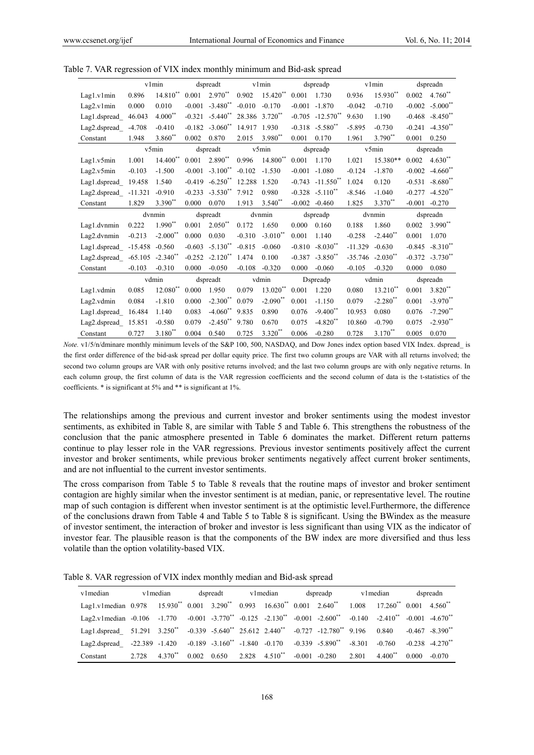Table 7. VAR regression of VIX index monthly minimum and Bid-ask spread

| | v1min | | dspreadt | | v1min | | dspreadp | | v1min | | dspreadn | |
|---|---|---|---|---|---|---|---|---|---|---|---|---|
| Lag1.v1min | 0.896 | 14.810** | 0.001 | 2.970** | 0.902 | 15.420** | 0.001 | 1.730 | 0.936 | 15.930** | 0.002 | 4.760** |
| Lag2.v1min | 0.000 | 0.010 | -0.001 | -3.480** | -0.010 | -0.170 | -0.001 | -1.870 | -0.042 | -0.710 | -0.002 | -5.000** |
| Lag1.dspread_ | 46.043 | 4.000** | -0.321 | -5.440** | 28.386 | 3.720** | -0.705 | -12.570** | 9.630 | 1.190 | -0.468 | -8.450** |
| Lag2.dspread_ | -4.708 | -0.410 | -0.182 | -3.060** | 14.917 | 1.930 | -0.318 | -5.580** | -5.895 | -0.730 | -0.241 | -4.350** |
| Constant | 1.948 | 3.860** | 0.002 | 0.870 | 2.015 | 3.980** | 0.001 | 0.170 | 1.961 | 3.790** | 0.001 | 0.250 |
| | v5min | | dspreadt | | v5min | | dspreadp | | v5min | | dspreadn | |
| Lag1.v5min | 1.001 | 14.400** | 0.001 | 2.890** | 0.996 | 14.800** | 0.001 | 1.170 | 1.021 | 15.380** | 0.002 | 4.630** |
| Lag2.v5min | -0.103 | -1.500 | -0.001 | -3.100** | -0.102 | -1.530 | -0.001 | -1.080 | -0.124 | -1.870 | -0.002 | -4.660** |
| Lag1.dspread_ | 19.458 | 1.540 | -0.419 | -6.250** | 12.288 | 1.520 | -0.743 | -11.550** | 1.024 | 0.120 | -0.531 | -8.680** |
| Lag2.dspread_ | -11.321 | -0.910 | -0.233 | -3.530** | 7.912 | 0.980 | -0.328 | -5.110** | -8.546 | -1.040 | -0.277 | -4.520** |
| Constant | 1.829 | 3.390** | 0.000 | 0.070 | 1.913 | 3.540** | -0.002 | -0.460 | 1.825 | 3.370** | -0.001 | -0.270 |
| | dvnmin | | dspreadt | | dvnmin | | dspreadp | | dvnmin | | dspreadn | |
| Lag1.dvnmin | 0.222 | 1.990** | 0.001 | 2.050** | 0.172 | 1.650 | 0.000 | 0.160 | 0.188 | 1.860 | 0.002 | 3.990** |
| Lag2.dvnmin | -0.213 | -2.000** | 0.000 | 0.030 | -0.310 | -3.010** | 0.001 | 1.140 | -0.258 | -2.440** | 0.001 | 1.070 |
| Lag1.dspread_ | -15.458 | -0.560 | -0.603 | -5.130** | -0.815 | -0.060 | -0.810 | -8.030** | -11.329 | -0.630 | -0.845 | -8.310** |
| Lag2.dspread_ | -65.105 | -2.340** | -0.252 | -2.120** | 1.474 | 0.100 | -0.387 | -3.850** | -35.746 | -2.030** | -0.372 | -3.730** |
| Constant | -0.103 | -0.310 | 0.000 | -0.050 | -0.108 | -0.320 | 0.000 | -0.060 | -0.105 | -0.320 | 0.000 | 0.080 |
| | vdmin | | dspreadt | | vdmin | | Dspreadp | | vdmin | | dspreadn | |
| Lag1.vdmin | 0.085 | 12.080** | 0.000 | 1.950 | 0.079 | 13.020** | 0.001 | 1.220 | 0.080 | 13.210** | 0.001 | 3.820** |
| Lag2.vdmin | 0.084 | -1.810 | 0.000 | -2.300** | 0.079 | -2.090** | 0.001 | -1.150 | 0.079 | -2.280** | 0.001 | -3.970** |
| Lag1.dspread_ | 16.484 | 1.140 | 0.083 | -4.060** | 9.835 | 0.890 | 0.076 | -9.400** | 10.953 | 0.080 | 0.076 | -7.290** |
| Lag2.dspread_ | 15.851 | -0.580 | 0.079 | -2.450** | 9.780 | 0.670 | 0.075 | -4.820** | 10.860 | -0.790 | 0.075 | -2.930** |
| Constant | 0.727 | 3.180** | 0.004 | 0.540 | 0.725 | 3.320** | 0.006 | -0.280 | 0.728 | 3.170** | 0.005 | 0.070 |

*Note.* v1/5/n/dminare monthly minimum levels of the S&P 100, 500, NASDAQ, and Dow Jones index option based VIX Index. dspread_ is the first order difference of the bid-ask spread per dollar equity price. The first two column groups are VAR with all returns involved; the second two column groups are VAR with only positive returns involved; and the last two column groups are with only negative returns. In each column group, the first column of data is the VAR regression coefficients and the second column of data is the t-statistics of the coefficients. * is significant at 5% and ** is significant at 1%.

The relationships among the previous and current investor and broker sentiments using the modest investor sentiments, as exhibited in Table 8, are similar with Table 5 and Table 6. This strengthens the robustness of the conclusion that the panic atmosphere presented in Table 6 dominates the market. Different return patterns continue to play lesser role in the VAR regressions. Previous investor sentiments positively affect the current investor and broker sentiments, while previous broker sentiments negatively affect current broker sentiments, and are not influential to the current investor sentiments.

The cross comparison from Table 5 to Table 8 reveals that the routine maps of investor and broker sentiment contagion are highly similar when the investor sentiment is at median, panic, or representative level. The routine map of such contagion is different when investor sentiment is at the optimistic level.Furthermore, the difference of the conclusions drawn from Table 4 and Table 5 to Table 8 is significant. Using the BWindex as the measure of investor sentiment, the interaction of broker and investor is less significant than using VIX as the indicator of investor fear. The plausible reason is that the components of the BW index are more diversified and thus less volatile than the option volatility-based VIX.

Table 8. VAR regression of VIX index monthly median and Bid-ask spread

| v1median | v1median | | dspreadt | | v1median | | dspreadp | | v1median | | dspreadn | |
|---|---|---|---|---|---|---|---|---|---|---|---|---|
| Lag1.v1median | 0.978 | 15.930** | 0.001 | 3.290** | 0.993 | 16.630** | 0.001 | 2.640** | 1.008 | 17.260** | 0.001 | 4.560** |
| Lag2.v1median | -0.106 | -1.770 | -0.001 | -3.770** | -0.125 | -2.130** | -0.001 | -2.600** | -0.140 | -2.410** | -0.001 | -4.670** |
| Lag1.dspread_ | 51.291 | 3.250** | -0.339 | -5.640** | 25.612 | 2.440** | -0.727 | -12.780** | 9.196 | 0.840 | -0.467 | -8.390** |
| Lag2.dspread_ | -22.389 | -1.420 | -0.189 | -3.160** | -1.840 | -0.170 | -0.339 | -5.890** | -8.301 | -0.760 | -0.238 | -4.270** |
| Constant | 2.728 | 4.370** | 0.002 | 0.650 | 2.828 | 4.510** | -0.001 | -0.280 | 2.801 | 4.400** | 0.000 | -0.070 |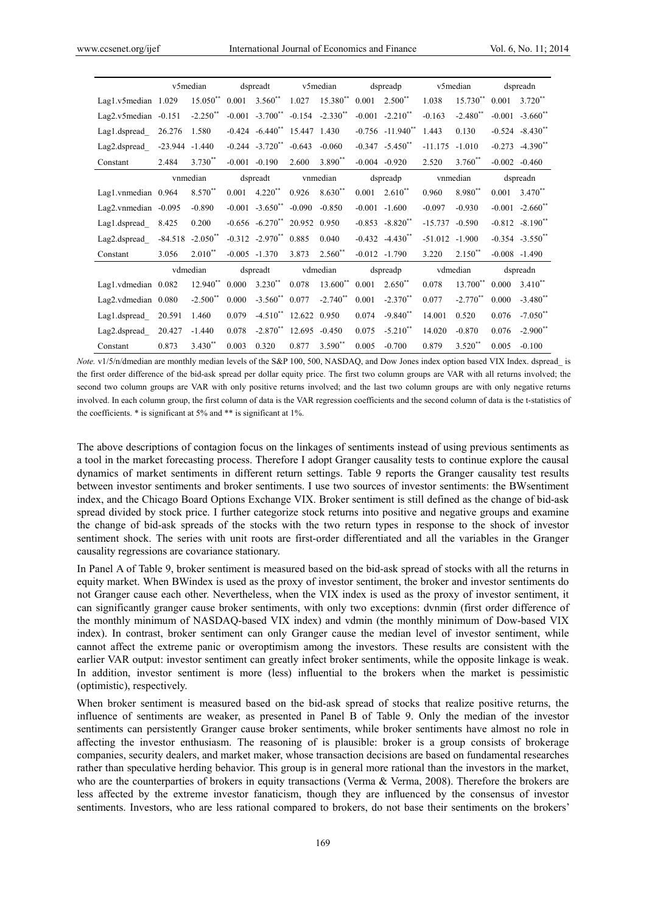| | v5median | | dspreadt | | v5median | | dspreadp | | v5median | | dspreadn | |
|---|---|---|---|---|---|---|---|---|---|---|---|---|
| Lag1.v5median | 1.029 | 15.050** | 0.001 | 3.560** | 1.027 | 15.380** | 0.001 | 2.500** | 1.038 | 15.730** | 0.001 | 3.720** |
| Lag2.v5median | -0.151 | -2.250** | -0.001 | -3.700** | -0.154 | -2.330** | -0.001 | -2.210** | -0.163 | -2.480** | -0.001 | -3.660** |
| Lag1.dspread_ | 26.276 | 1.580 | -0.424 | -6.440** | 15.447 | 1.430 | -0.756 | -11.940** | 1.443 | 0.130 | -0.524 | -8.430** |
| Lag2.dspread_ | -23.944 | -1.440 | -0.244 | -3.720** | -0.643 | -0.060 | -0.347 | -5.450** | -11.175 | -1.010 | -0.273 | -4.390** |
| Constant | 2.484 | 3.730** | -0.001 | -0.190 | 2.600 | 3.890** | -0.004 | -0.920 | 2.520 | 3.760** | -0.002 | -0.460 |
| | vnmedian | | dspreadt | | vnmedian | | dspreadp | | vnmedian | | dspreadn | |
| Lag1.vnmedian | 0.964 | 8.570** | 0.001 | 4.220** | 0.926 | 8.630** | 0.001 | 2.610** | 0.960 | 8.980** | 0.001 | 3.470** |
| Lag2.vnmedian | -0.095 | -0.890 | -0.001 | -3.650** | -0.090 | -0.850 | -0.001 | -1.600 | -0.097 | -0.930 | -0.001 | -2.660** |
| Lag1.dspread_ | 8.425 | 0.200 | -0.656 | -6.270** | 20.952 | 0.950 | -0.853 | -8.820** | -15.737 | -0.590 | -0.812 | -8.190** |
| Lag2.dspread_ | -84.518 | -2.050** | -0.312 | -2.970** | 0.885 | 0.040 | -0.432 | -4.430** | -51.012 | -1.900 | -0.354 | -3.550** |
| Constant | 3.056 | 2.010** | -0.005 | -1.370 | 3.873 | 2.560** | -0.012 | -1.790 | 3.220 | 2.150** | -0.008 | -1.490 |
| | vdmedian | | dspreadt | | vdmedian | | dspreadp | | vdmedian | | dspreadn | |
| Lag1.vdmedian | 0.082 | 12.940** | 0.000 | 3.230** | 0.078 | 13.600** | 0.001 | 2.650** | 0.078 | 13.700** | 0.000 | 3.410** |
| Lag2.vdmedian | 0.080 | -2.500** | 0.000 | -3.560** | 0.077 | -2.740** | 0.001 | -2.370** | 0.077 | -2.770** | 0.000 | -3.480** |
| Lag1.dspread_ | 20.591 | 1.460 | 0.079 | -4.510** | 12.622 | 0.950 | 0.074 | -9.840** | 14.001 | 0.520 | 0.076 | -7.050** |
| Lag2.dspread_ | 20.427 | -1.440 | 0.078 | -2.870** | 12.695 | -0.450 | 0.075 | -5.210** | 14.020 | -0.870 | 0.076 | -2.900** |
| Constant | 0.873 | 3.430** | 0.003 | 0.320 | 0.877 | 3.590** | 0.005 | -0.700 | 0.879 | 3.520** | 0.005 | -0.100 |

*Note.* v1/5/n/dmedian are monthly median levels of the S&P 100, 500, NASDAQ, and Dow Jones index option based VIX Index. dspread_ is the first order difference of the bid-ask spread per dollar equity price. The first two column groups are VAR with all returns involved; the second two column groups are VAR with only positive returns involved; and the last two column groups are with only negative returns involved. In each column group, the first column of data is the VAR regression coefficients and the second column of data is the t-statistics of the coefficients. * is significant at 5% and ** is significant at 1%.

The above descriptions of contagion focus on the linkages of sentiments instead of using previous sentiments as a tool in the market forecasting process. Therefore I adopt Granger causality tests to continue explore the causal dynamics of market sentiments in different return settings. Table 9 reports the Granger causality test results between investor sentiments and broker sentiments. I use two sources of investor sentiments: the BWsentiment index, and the Chicago Board Options Exchange VIX. Broker sentiment is still defined as the change of bid-ask spread divided by stock price. I further categorize stock returns into positive and negative groups and examine the change of bid-ask spreads of the stocks with the two return types in response to the shock of investor sentiment shock. The series with unit roots are first-order differentiated and all the variables in the Granger causality regressions are covariance stationary.

In Panel A of Table 9, broker sentiment is measured based on the bid-ask spread of stocks with all the returns in equity market. When BWindex is used as the proxy of investor sentiment, the broker and investor sentiments do not Granger cause each other. Nevertheless, when the VIX index is used as the proxy of investor sentiment, it can significantly granger cause broker sentiments, with only two exceptions: dvnmin (first order difference of the monthly minimum of NASDAQ-based VIX index) and vdmin (the monthly minimum of Dow-based VIX index). In contrast, broker sentiment can only Granger cause the median level of investor sentiment, while cannot affect the extreme panic or overoptimism among the investors. These results are consistent with the earlier VAR output: investor sentiment can greatly infect broker sentiments, while the opposite linkage is weak. In addition, investor sentiment is more (less) influential to the brokers when the market is pessimistic (optimistic), respectively.

When broker sentiment is measured based on the bid-ask spread of stocks that realize positive returns, the influence of sentiments are weaker, as presented in Panel B of Table 9. Only the median of the investor sentiments can persistently Granger cause broker sentiments, while broker sentiments have almost no role in affecting the investor enthusiasm. The reasoning of is plausible: broker is a group consists of brokerage companies, security dealers, and market maker, whose transaction decisions are based on fundamental researches rather than speculative herding behavior. This group is in general more rational than the investors in the market, who are the counterparties of brokers in equity transactions (Verma & Verma, 2008). Therefore the brokers are less affected by the extreme investor fanaticism, though they are influenced by the consensus of investor sentiments. Investors, who are less rational compared to brokers, do not base their sentiments on the brokers'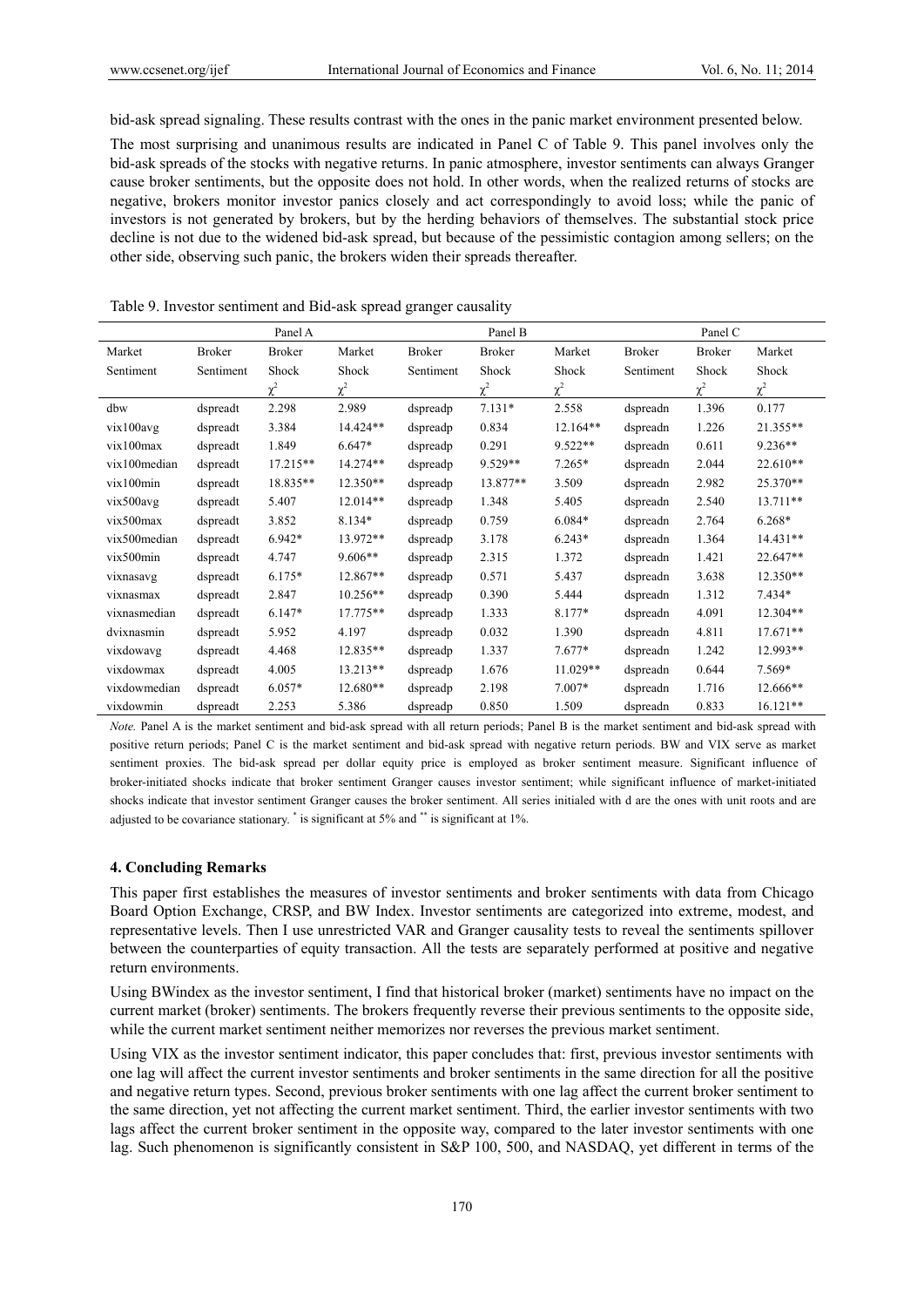bid-ask spread signaling. These results contrast with the ones in the panic market environment presented below.

The most surprising and unanimous results are indicated in Panel C of Table 9. This panel involves only the bid-ask spreads of the stocks with negative returns. In panic atmosphere, investor sentiments can always Granger cause broker sentiments, but the opposite does not hold. In other words, when the realized returns of stocks are negative, brokers monitor investor panics closely and act correspondingly to avoid loss; while the panic of investors is not generated by brokers, but by the herding behaviors of themselves. The substantial stock price decline is not due to the widened bid-ask spread, but because of the pessimistic contagion among sellers; on the other side, observing such panic, the brokers widen their spreads thereafter.

Table 9. Investor sentiment and Bid-ask spread granger causality

| | Panel A | | | Panel B | | | Panel C | | |
|---|---|---|---|---|---|---|---|---|---|
| Market Sentiment | Broker Sentiment | Broker Shock $\chi^2$ | Market Shock $\chi^2$ | Broker Sentiment | Broker Shock $\chi^2$ | Market Shock $\chi^2$ | Broker Sentiment | Broker Shock $\chi^2$ | Market Shock $\chi^2$ |
| dbw | dspreadt | 2.298 | 2.989 | dspreadp | 7.131* | 2.558 | dspreadn | 1.396 | 0.177 |
| vix100avg | dspreadt | 3.384 | 14.424** | dspreadp | 0.834 | 12.164** | dspreadn | 1.226 | 21.355** |
| vix100max | dspreadt | 1.849 | 6.647* | dspreadp | 0.291 | 9.522** | dspreadn | 0.611 | 9.236** |
| vix100median | dspreadt | 17.215** | 14.274** | dspreadp | 9.529** | 7.265* | dspreadn | 2.044 | 22.610** |
| vix100min | dspreadt | 18.835** | 12.350** | dspreadp | 13.877** | 3.509 | dspreadn | 2.982 | 25.370** |
| vix500avg | dspreadt | 5.407 | 12.014** | dspreadp | 1.348 | 5.405 | dspreadn | 2.540 | 13.711** |
| vix500max | dspreadt | 3.852 | 8.134* | dspreadp | 0.759 | 6.084* | dspreadn | 2.764 | 6.268* |
| vix500median | dspreadt | 6.942* | 13.972** | dspreadp | 3.178 | 6.243* | dspreadn | 1.364 | 14.431** |
| vix500min | dspreadt | 4.747 | 9.606** | dspreadp | 2.315 | 1.372 | dspreadn | 1.421 | 22.647** |
| vixnasavg | dspreadt | 6.175* | 12.867** | dspreadp | 0.571 | 5.437 | dspreadn | 3.638 | 12.350** |
| vixnasmax | dspreadt | 2.847 | 10.256** | dspreadp | 0.390 | 5.444 | dspreadn | 1.312 | 7.434* |
| vixnasmedian | dspreadt | 6.147* | 17.775** | dspreadp | 1.333 | 8.177* | dspreadn | 4.091 | 12.304** |
| dvixnasmin | dspreadt | 5.952 | 4.197 | dspreadp | 0.032 | 1.390 | dspreadn | 4.811 | 17.671** |
| vixdowavg | dspreadt | 4.468 | 12.835** | dspreadp | 1.337 | 7.677* | dspreadn | 1.242 | 12.993** |
| vixdowmax | dspreadt | 4.005 | 13.213** | dspreadp | 1.676 | 11.029** | dspreadn | 0.644 | 7.569* |
| vixdowmedian | dspreadt | 6.057* | 12.680** | dspreadp | 2.198 | 7.007* | dspreadn | 1.716 | 12.666** |
| vixdowmin | dspreadt | 2.253 | 5.386 | dspreadp | 0.850 | 1.509 | dspreadn | 0.833 | 16.121** |

*Note.* Panel A is the market sentiment and bid-ask spread with all return periods; Panel B is the market sentiment and bid-ask spread with positive return periods; Panel C is the market sentiment and bid-ask spread with negative return periods. BW and VIX serve as market sentiment proxies. The bid-ask spread per dollar equity price is employed as broker sentiment measure. Significant influence of broker-initiated shocks indicate that broker sentiment Granger causes investor sentiment; while significant influence of market-initiated shocks indicate that investor sentiment Granger causes the broker sentiment. All series initialed with d are the ones with unit roots and are adjusted to be covariance stationary. * is significant at 5% and ** is significant at 1%.

### 4. Concluding Remarks

This paper first establishes the measures of investor sentiments and broker sentiments with data from Chicago Board Option Exchange, CRSP, and BW Index. Investor sentiments are categorized into extreme, modest, and representative levels. Then I use unrestricted VAR and Granger causality tests to reveal the sentiments spillover between the counterparties of equity transaction. All the tests are separately performed at positive and negative return environments.

Using BWindex as the investor sentiment, I find that historical broker (market) sentiments have no impact on the current market (broker) sentiments. The brokers frequently reverses their previous sentiments to the opposite side, while the current market sentiment neither memorizes nor reverses the previous market sentiment.

Using VIX as the investor sentiment indicator, this paper concludes that: first, previous investor sentiments with one lag will affect the current investor sentiments and broker sentiments in the same direction for all the positive and negative return types. Second, previous broker sentiments with one lag affect the current broker sentiment to the same direction, yet not affecting the current market sentiment. Third, the earlier investor sentiments with two lags affect the current broker sentiment in the opposite way, compared to the later investor sentiments with one lag. Such phenomenon is significantly consistent in S&P 100, 500, and NASDAQ, yet different in terms of the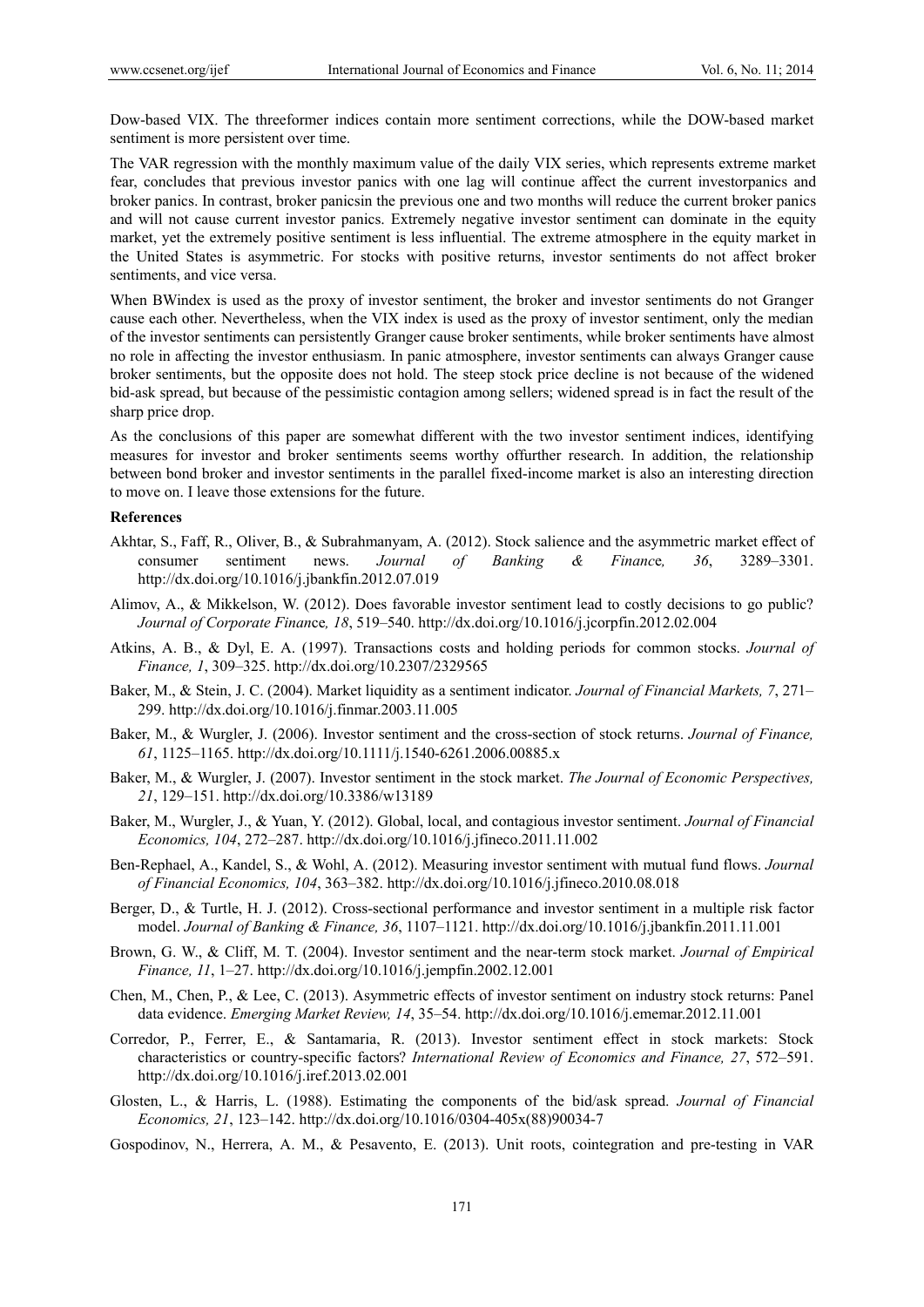Dow-based VIX. The threeformer indices contain more sentiment corrections, while the DOW-based market sentiment is more persistent over time.

The VAR regression with the monthly maximum value of the daily VIX series, which represents extreme market fear, concludes that previous investor panics with one lag will continue affect the current investorpanics and broker panics. In contrast, broker panicsin the previous one and two months will reduce the current broker panics and will not cause current investor panics. Extremely negative investor sentiment can dominate in the equity market, yet the extremely positive sentiment is less influential. The extreme atmosphere in the equity market in the United States is asymmetric. For stocks with positive returns, investor sentiments do not affect broker sentiments, and vice versa.

When BWindex is used as the proxy of investor sentiment, the broker and investor sentiments do not Granger cause each other. Nevertheless, when the VIX index is used as the proxy of investor sentiment, only the median of the investor sentiments can persistently Granger cause broker sentiments, while broker sentiments have almost no role in affecting the investor enthusiasm. In panic atmosphere, investor sentiments can always Granger cause broker sentiments, but the opposite does not hold. The steep stock price decline is not because of the widened bid-ask spread, but because of the pessimistic contagion among sellers; widened spread is in fact the result of the sharp price drop.

As the conclusions of this paper are somewhat different with the two investor sentiment indices, identifying measures for investor and broker sentiments seems worthy offurther research. In addition, the relationship between bond broker and investor sentiments in the parallel fixed-income market is also an interesting direction to move on. I leave those extensions for the future.

## References

Akhtar, S., Faff, R., Oliver, B., & Subrahmanyam, A. (2012). Stock salience and the asymmetric market effect of consumer sentiment news. *Journal of Banking & Finance, 36*, 3289–3301. http://dx.doi.org/10.1016/j.jbankfin.2012.07.019

Alimov, A., & Mikkelson, W. (2012). Does favorable investor sentiment lead to costly decisions to go public? *Journal of Corporate Finance, 18*, 519–540. http://dx.doi.org/10.1016/j.jcorpfin.2012.02.004

Atkins, A. B., & Dyl, E. A. (1997). Transactions costs and holding periods for common stocks. *Journal of Finance, 1*, 309–325. http://dx.doi.org/10.2307/2329565

Baker, M., & Stein, J. C. (2004). Market liquidity as a sentiment indicator. *Journal of Financial Markets, 7*, 271–299. http://dx.doi.org/10.1016/j.finmar.2003.11.005

Baker, M., & Wurgler, J. (2006). Investor sentiment and the cross-section of stock returns. *Journal of Finance, 61*, 1125–1165. http://dx.doi.org/10.1111/j.1540-6261.2006.00885.x

Baker, M., & Wurgler, J. (2007). Investor sentiment in the stock market. *The Journal of Economic Perspectives, 21*, 129–151. http://dx.doi.org/10.3386/w13189

Baker, M., Wurgler, J., & Yuan, Y. (2012). Global, local, and contagious investor sentiment. *Journal of Financial Economics, 104*, 272–287. http://dx.doi.org/10.1016/j.jfineco.2011.11.002

Ben-Rephael, A., Kandel, S., & Wohl, A. (2012). Measuring investor sentiment with mutual fund flows. *Journal of Financial Economics, 104*, 363–382. http://dx.doi.org/10.1016/j.jfineco.2010.08.018

Berger, D., & Turtle, H. J. (2012). Cross-sectional performance and investor sentiment in a multiple risk factor model. *Journal of Banking & Finance, 36*, 1107–1121. http://dx.doi.org/10.1016/j.jbankfin.2011.11.001

Brown, G. W., & Cliff, M. T. (2004). Investor sentiment and the near-term stock market. *Journal of Empirical Finance, 11*, 1–27. http://dx.doi.org/10.1016/j.jempfin.2002.12.001

Chen, M., Chen, P., & Lee, C. (2013). Asymmetric effects of investor sentiment on industry stock returns: Panel data evidence. *Emerging Market Review, 14*, 35–54. http://dx.doi.org/10.1016/j.ememar.2012.11.001

Corredor, P., Ferrer, E., & Santamaria, R. (2013). Investor sentiment effect in stock markets: Stock characteristics or country-specific factors? *International Review of Economics and Finance, 27*, 572–591. http://dx.doi.org/10.1016/j.iref.2013.02.001

Glosten, L., & Harris, L. (1988). Estimating the components of the bid/ask spread. *Journal of Financial Economics, 21*, 123–142. http://dx.doi.org/10.1016/0304-405x(88)90034-7

Gospodinov, N., Herrera, A. M., & Pesavento, E. (2013). Unit roots, cointegration and pre-testing in VAR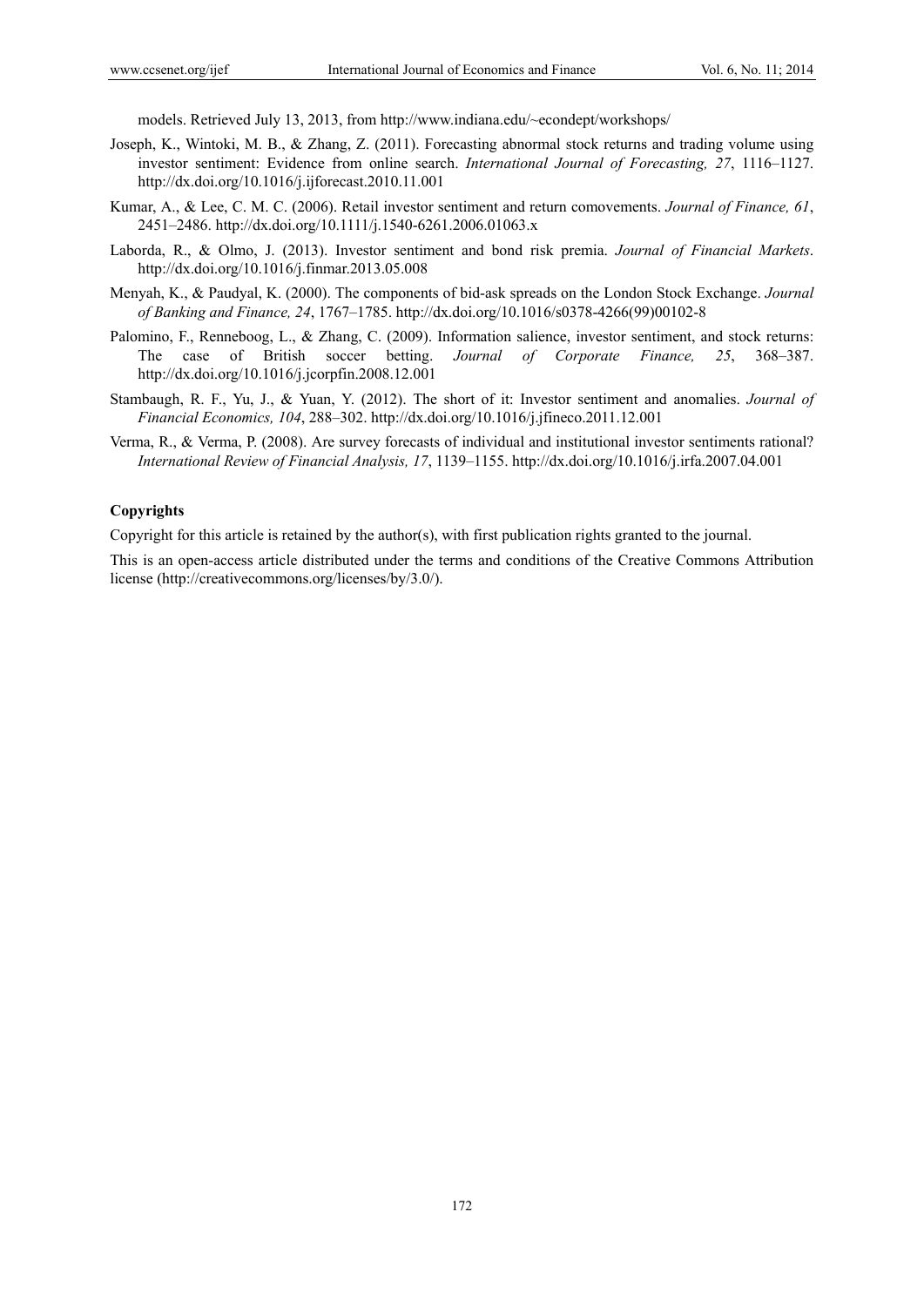models. Retrieved July 13, 2013, from http://www.indiana.edu/~econdept/workshops/

Joseph, K., Wintoki, M. B., & Zhang, Z. (2011). Forecasting abnormal stock returns and trading volume using investor sentiment: Evidence from online search. *International Journal of Forecasting, 27*, 1116–1127. http://dx.doi.org/10.1016/j.ijforecast.2010.11.001

Kumar, A., & Lee, C. M. C. (2006). Retail investor sentiment and return comovements. *Journal of Finance, 61*, 2451–2486. http://dx.doi.org/10.1111/j.1540-6261.2006.01063.x

Laborda, R., & Olmo, J. (2013). Investor sentiment and bond risk premia. *Journal of Financial Markets*. http://dx.doi.org/10.1016/j.finmar.2013.05.008

Menyah, K., & Paudyal, K. (2000). The components of bid-ask spreads on the London Stock Exchange. *Journal of Banking and Finance, 24*, 1767–1785. http://dx.doi.org/10.1016/s0378-4266(99)00102-8

Palomino, F., Renneboog, L., & Zhang, C. (2009). Information salience, investor sentiment, and stock returns: The case of British soccer betting. *Journal of Corporate Finance, 25*, 368–387. http://dx.doi.org/10.1016/j.jcorpfin.2008.12.001

Stambaugh, R. F., Yu, J., & Yuan, Y. (2012). The short of it: Investor sentiment and anomalies. *Journal of Financial Economics, 104*, 288–302. http://dx.doi.org/10.1016/j.jfineco.2011.12.001

Verma, R., & Verma, P. (2008). Are survey forecasts of individual and institutional investor sentiments rational? *International Review of Financial Analysis, 17*, 1139–1155. http://dx.doi.org/10.1016/j.irfa.2007.04.001

**Copyrights**

Copyright for this article is retained by the author(s), with first publication rights granted to the journal.

This is an open-access article distributed under the terms and conditions of the Creative Commons Attribution license (http://creativecommons.org/licenses/by/3.0/).